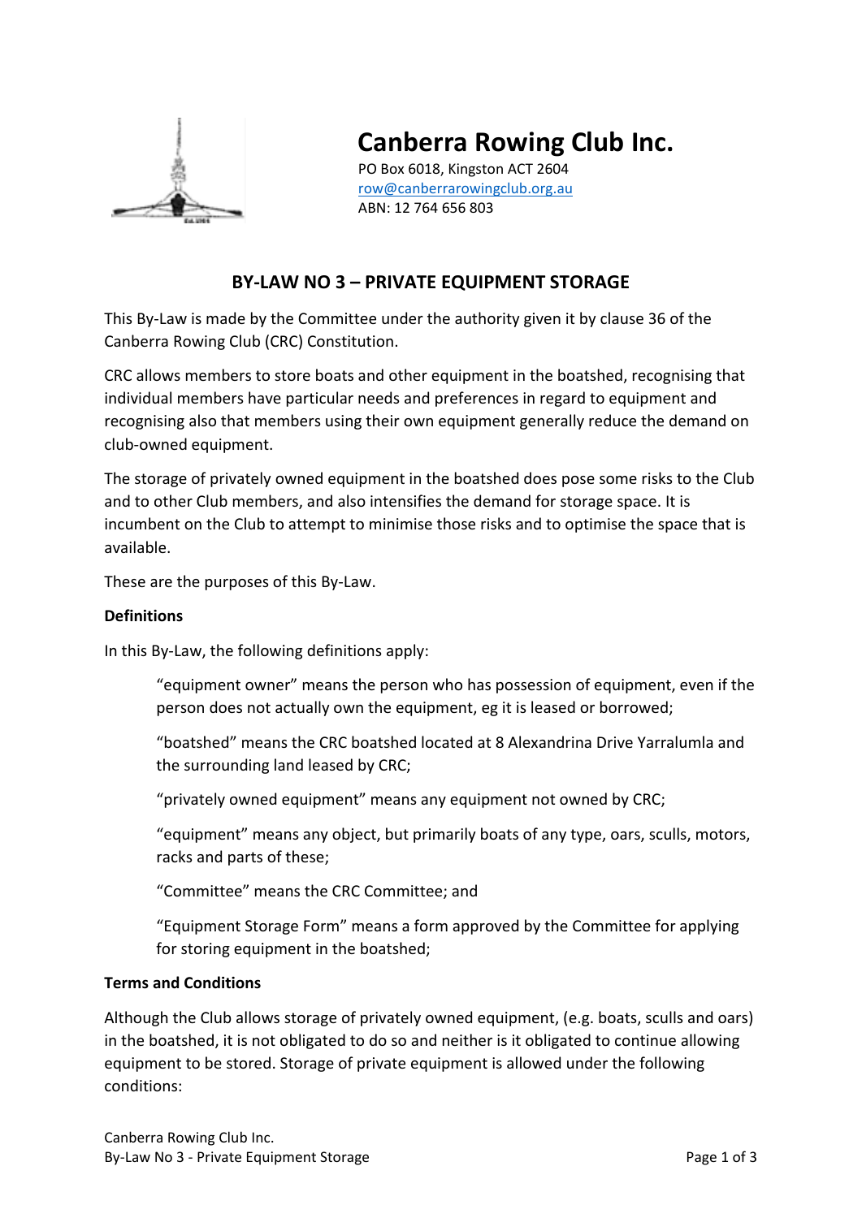# Canberra Rowing Club Inc.

PO Box 6018, Kingston ACT 2604
row@canberrarowingclub.org.au
ABN: 12 764 656 803

## BY-LAW NO 3 – PRIVATE EQUIPMENT STORAGE

This By-Law is made by the Committee under the authority given it by clause 36 of the Canberra Rowing Club (CRC) Constitution.

CRC allows members to store boats and other equipment in the boatshed, recognising that individual members have particular needs and preferences in regard to equipment and recognising also that members using their own equipment generally reduce the demand on club-owned equipment.

The storage of privately owned equipment in the boatshed does pose some risks to the Club and to other Club members, and also intensifies the demand for storage space. It is incumbent on the Club to attempt to minimise those risks and to optimise the space that is available.

These are the purposes of this By-Law.

**Definitions**

In this By-Law, the following definitions apply:

> "equipment owner" means the person who has possession of equipment, even if the person does not actually own the equipment, eg it is leased or borrowed;
>
> "boatshed" means the CRC boatshed located at 8 Alexandrina Drive Yarralumla and the surrounding land leased by CRC;
>
> "privately owned equipment" means any equipment not owned by CRC;
>
> "equipment" means any object, but primarily boats of any type, oars, sculls, motors, racks and parts of these;
>
> "Committee" means the CRC Committee; and
>
> "Equipment Storage Form" means a form approved by the Committee for applying for storing equipment in the boatshed;

**Terms and Conditions**

Although the Club allows storage of privately owned equipment, (e.g. boats, sculls and oars) in the boatshed, it is not obligated to do so and neither is it obligated to continue allowing equipment to be stored. Storage of private equipment is allowed under the following conditions: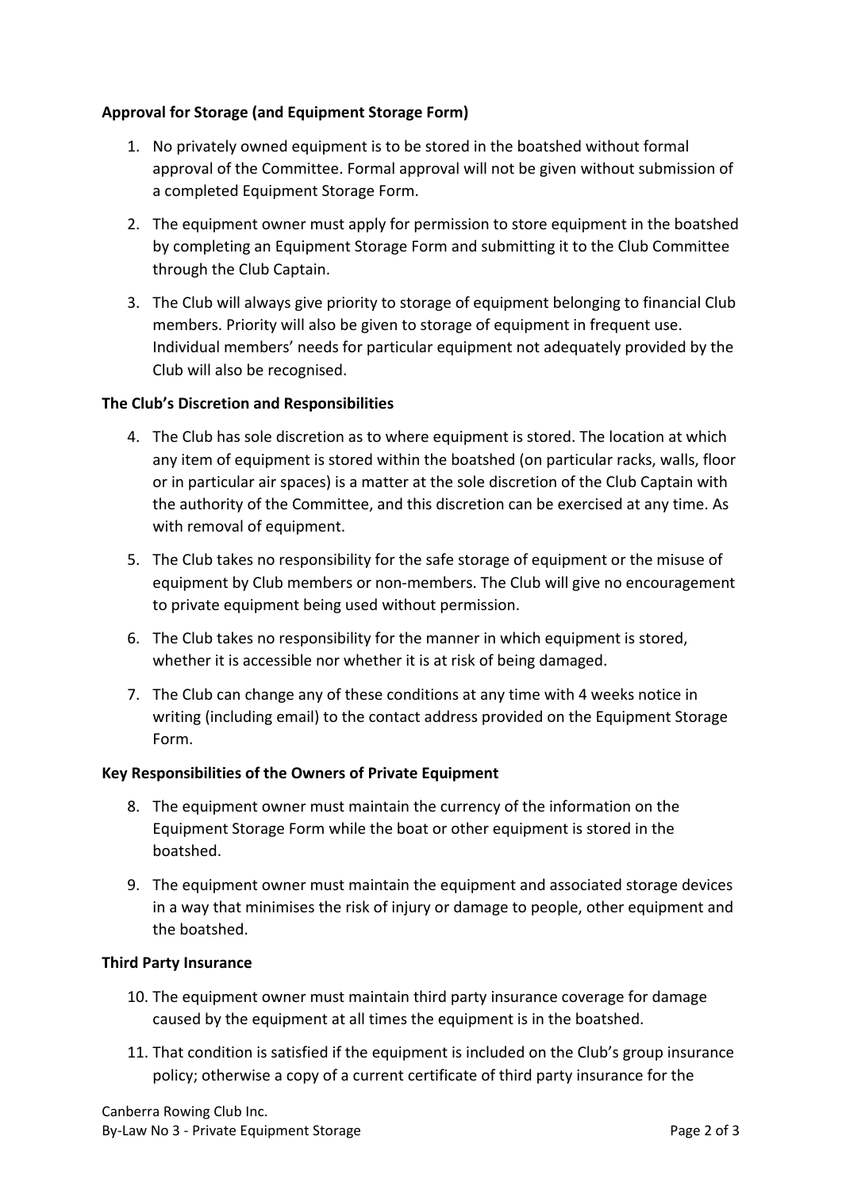**Approval for Storage (and Equipment Storage Form)**

1. No privately owned equipment is to be stored in the boatshed without formal approval of the Committee. Formal approval will not be given without submission of a completed Equipment Storage Form.
2. The equipment owner must apply for permission to store equipment in the boatshed by completing an Equipment Storage Form and submitting it to the Club Committee through the Club Captain.
3. The Club will always give priority to storage of equipment belonging to financial Club members. Priority will also be given to storage of equipment in frequent use. Individual members' needs for particular equipment not adequately provided by the Club will also be recognised.

**The Club's Discretion and Responsibilities**

4. The Club has sole discretion as to where equipment is stored. The location at which any item of equipment is stored within the boatshed (on particular racks, walls, floor or in particular air spaces) is a matter at the sole discretion of the Club Captain with the authority of the Committee, and this discretion can be exercised at any time. As with removal of equipment.
5. The Club takes no responsibility for the safe storage of equipment or the misuse of equipment by Club members or non-members. The Club will give no encouragement to private equipment being used without permission.
6. The Club takes no responsibility for the manner in which equipment is stored, whether it is accessible nor whether it is at risk of being damaged.
7. The Club can change any of these conditions at any time with 4 weeks notice in writing (including email) to the contact address provided on the Equipment Storage Form.

**Key Responsibilities of the Owners of Private Equipment**

8. The equipment owner must maintain the currency of the information on the Equipment Storage Form while the boat or other equipment is stored in the boatshed.
9. The equipment owner must maintain the equipment and associated storage devices in a way that minimises the risk of injury or damage to people, other equipment and the boatshed.

**Third Party Insurance**

10. The equipment owner must maintain third party insurance coverage for damage caused by the equipment at all times the equipment is in the boatshed.
11. That condition is satisfied if the equipment is included on the Club's group insurance policy; otherwise a copy of a current certificate of third party insurance for the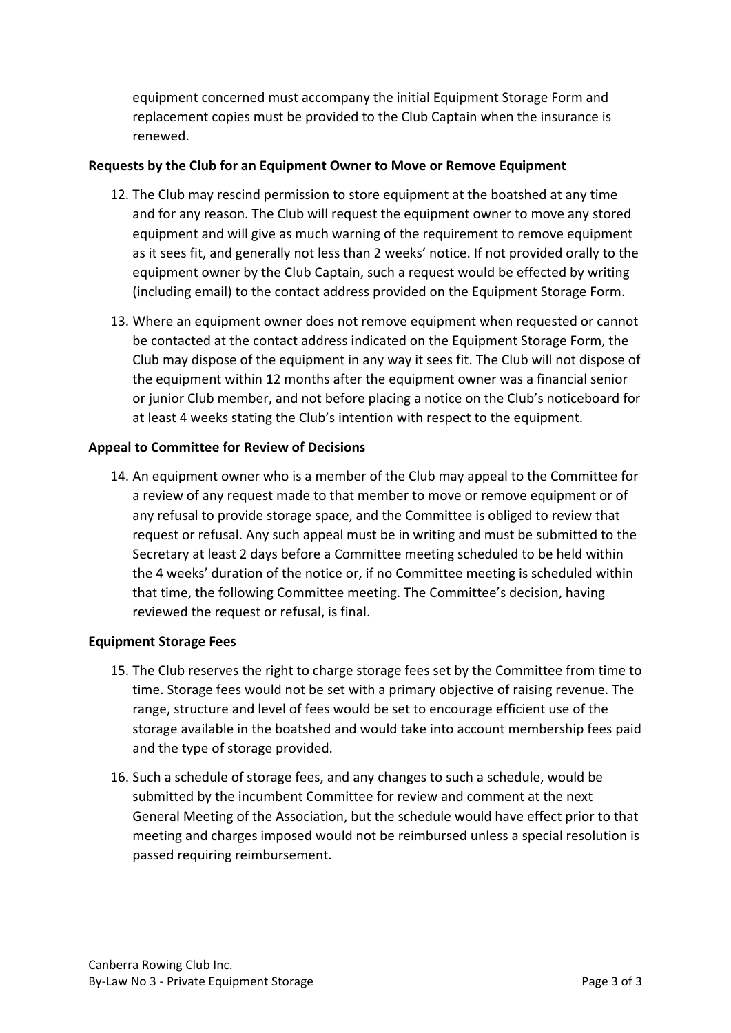equipment concerned must accompany the initial Equipment Storage Form and replacement copies must be provided to the Club Captain when the insurance is renewed.

**Requests by the Club for an Equipment Owner to Move or Remove Equipment**

12. The Club may rescind permission to store equipment at the boatshed at any time and for any reason. The Club will request the equipment owner to move any stored equipment and will give as much warning of the requirement to remove equipment as it sees fit, and generally not less than 2 weeks' notice. If not provided orally to the equipment owner by the Club Captain, such a request would be effected by writing (including email) to the contact address provided on the Equipment Storage Form.

13. Where an equipment owner does not remove equipment when requested or cannot be contacted at the contact address indicated on the Equipment Storage Form, the Club may dispose of the equipment in any way it sees fit. The Club will not dispose of the equipment within 12 months after the equipment owner was a financial senior or junior Club member, and not before placing a notice on the Club's noticeboard for at least 4 weeks stating the Club's intention with respect to the equipment.

**Appeal to Committee for Review of Decisions**

14. An equipment owner who is a member of the Club may appeal to the Committee for a review of any request made to that member to move or remove equipment or of any refusal to provide storage space, and the Committee is obliged to review that request or refusal. Any such appeal must be in writing and must be submitted to the Secretary at least 2 days before a Committee meeting scheduled to be held within the 4 weeks' duration of the notice or, if no Committee meeting is scheduled within that time, the following Committee meeting. The Committee's decision, having reviewed the request or refusal, is final.

**Equipment Storage Fees**

15. The Club reserves the right to charge storage fees set by the Committee from time to time. Storage fees would not be set with a primary objective of raising revenue. The range, structure and level of fees would be set to encourage efficient use of the storage available in the boatshed and would take into account membership fees paid and the type of storage provided.

16. Such a schedule of storage fees, and any changes to such a schedule, would be submitted by the incumbent Committee for review and comment at the next General Meeting of the Association, but the schedule would have effect prior to that meeting and charges imposed would not be reimbursed unless a special resolution is passed requiring reimbursement.